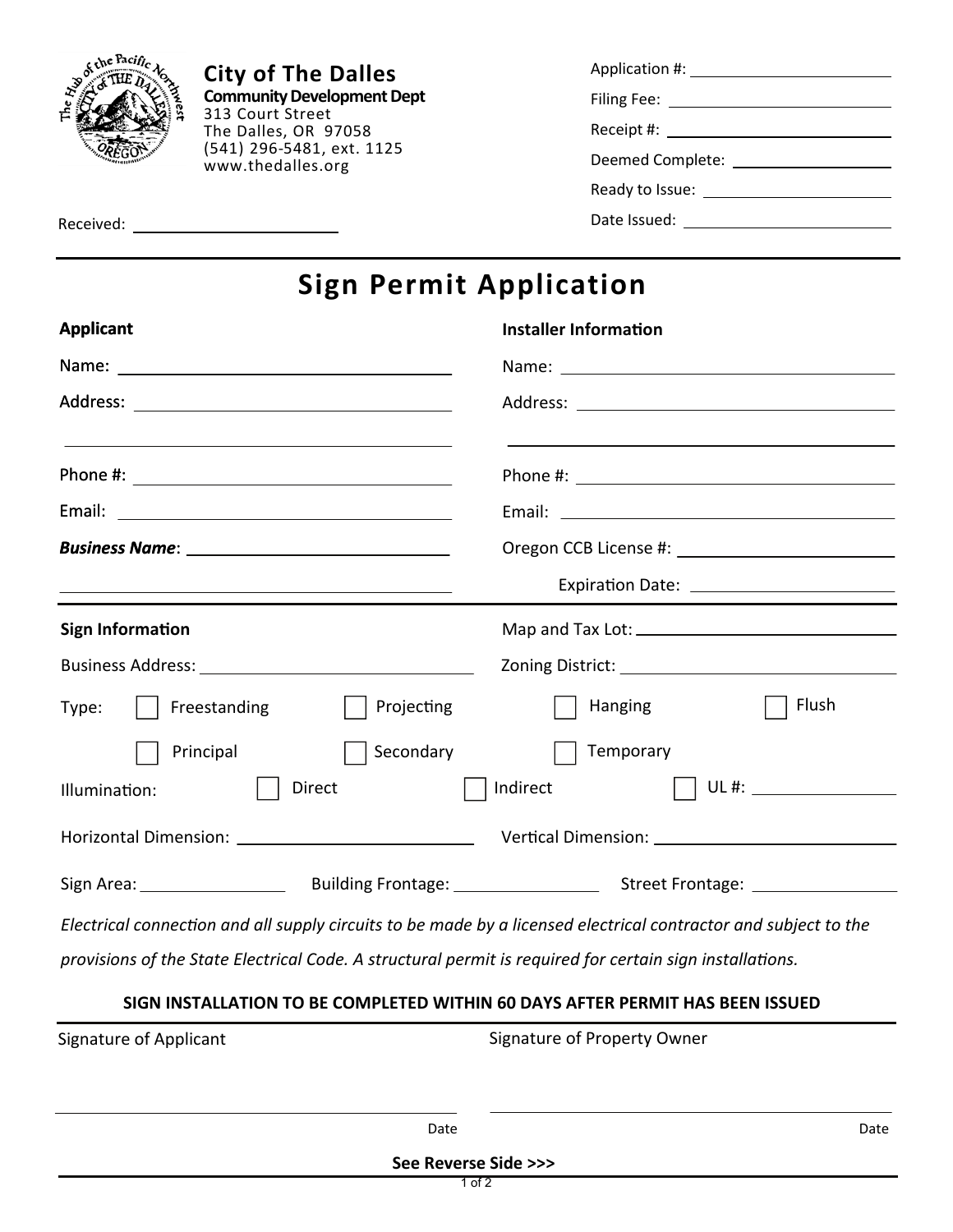**City of The Dalles**
**Community Development Dept**
313 Court Street
The Dalles, OR 97058
(541) 296-5481, ext. 1125
www.thedalles.org

Received: ______________________

Application #: ______________________
Filing Fee: ______________________
Receipt #: ______________________
Deemed Complete: ______________________
Ready to Issue: ______________________
Date Issued: ______________________

# Sign Permit Application

**Applicant**

Name: ______________________
Address: ______________________
______________________
Phone #: ______________________
Email: ______________________
***Business Name***: ______________________
______________________

**Installer Information**

Name: ______________________
Address: ______________________
______________________
Phone #: ______________________
Email: ______________________
Oregon CCB License #: ______________________
Expiration Date: ______________________

**Sign Information**

Business Address: ______________________
Map and Tax Lot: ______________________
Zoning District: ______________________

Type: ☐ Freestanding ☐ Projecting ☐ Hanging ☐ Flush
☐ Principal ☐ Secondary ☐ Temporary

Illumination: ☐ Direct ☐ Indirect ☐ UL #: ______________

Horizontal Dimension: ______________________ Vertical Dimension: ______________________

Sign Area: ______________ Building Frontage: ______________ Street Frontage: ______________

*Electrical connection and all supply circuits to be made by a licensed electrical contractor and subject to the provisions of the State Electrical Code. A structural permit is required for certain sign installations.*

**SIGN INSTALLATION TO BE COMPLETED WITHIN 60 DAYS AFTER PERMIT HAS BEEN ISSUED**

Signature of Applicant

______________________ Date

Signature of Property Owner

______________________ Date

**See Reverse Side >>>**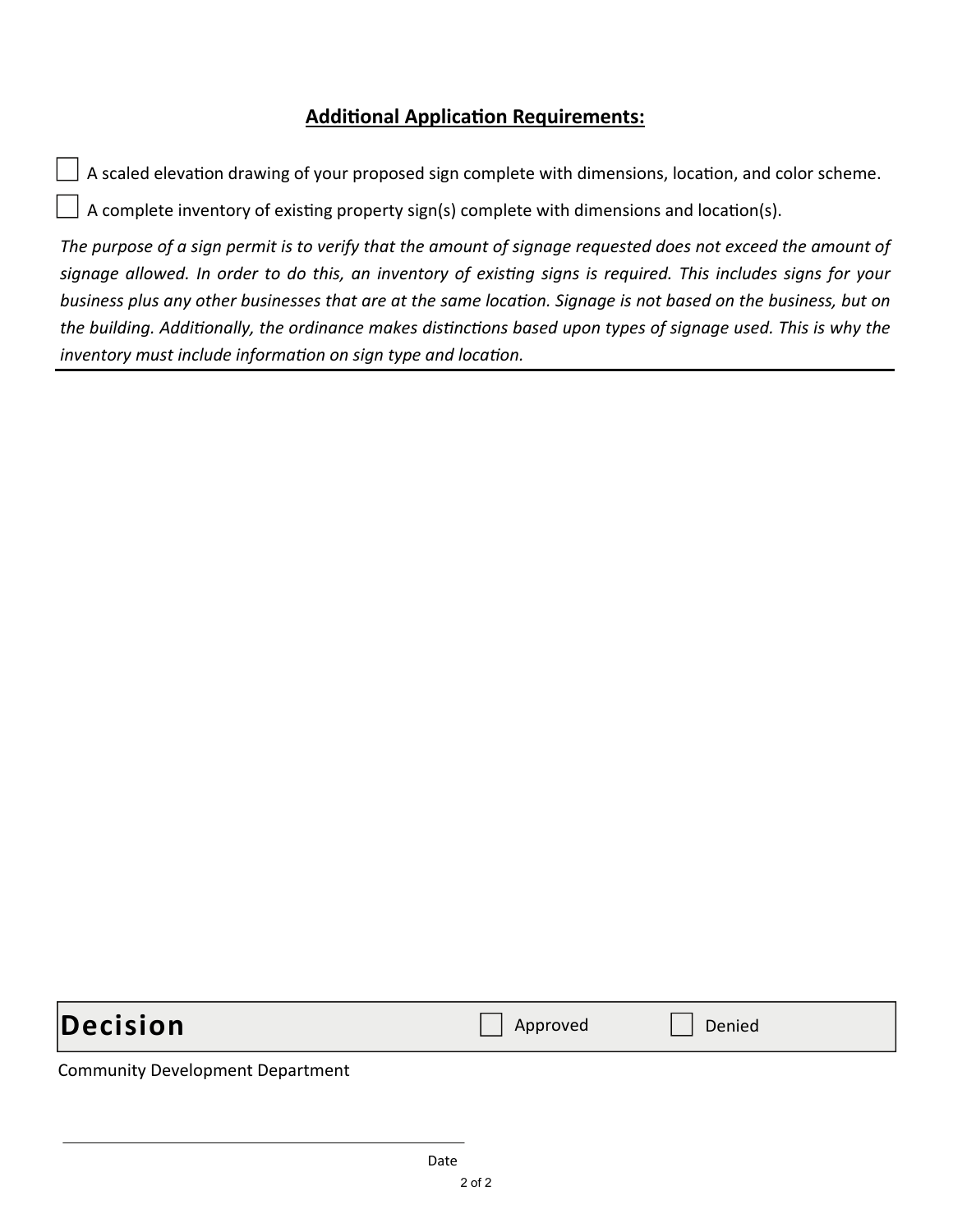## **Additional Application Requirements:**

- [ ] A scaled elevation drawing of your proposed sign complete with dimensions, location, and color scheme.
- [ ] A complete inventory of existing property sign(s) complete with dimensions and location(s).

*The purpose of a sign permit is to verify that the amount of signage requested does not exceed the amount of signage allowed. In order to do this, an inventory of existing signs is required. This includes signs for your business plus any other businesses that are at the same location. Signage is not based on the business, but on the building. Additionally, the ordinance makes distinctions based upon types of signage used. This is why the inventory must include information on sign type and location.*

---

## **Decision**

- [ ] Approved
- [ ] Denied

Community Development Department

_______________________________________ Date